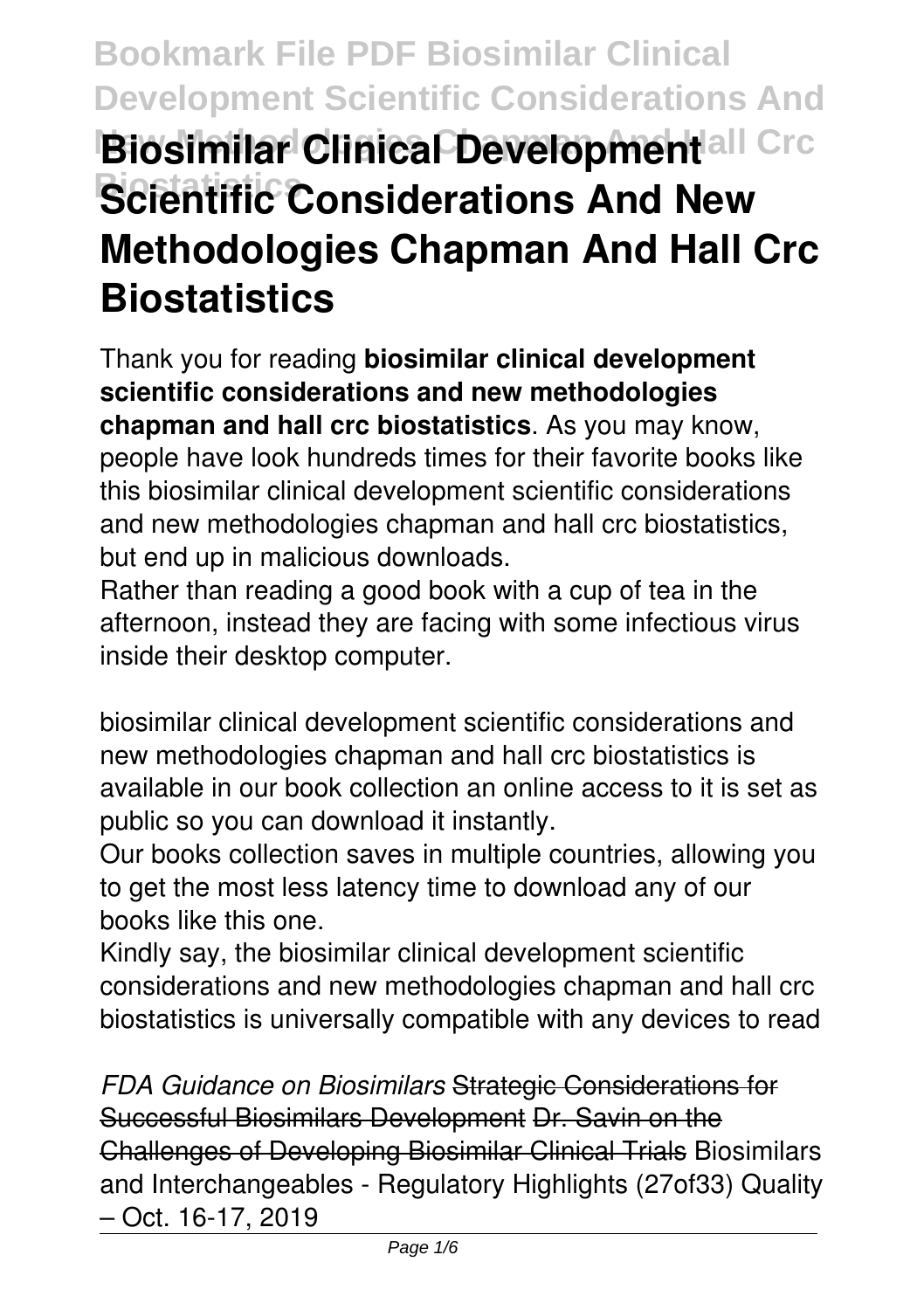# Biosimilar Clinical Development Scientific Considerations And New Methodologies Chapman And Hall Crc Biostatistics

Thank you for reading **biosimilar clinical development scientific considerations and new methodologies chapman and hall crc biostatistics**. As you may know, people have look hundreds times for their favorite books like this biosimilar clinical development scientific considerations and new methodologies chapman and hall crc biostatistics, but end up in malicious downloads.

Rather than reading a good book with a cup of tea in the afternoon, instead they are facing with some infectious virus inside their desktop computer.

biosimilar clinical development scientific considerations and new methodologies chapman and hall crc biostatistics is available in our book collection an online access to it is set as public so you can download it instantly.

Our books collection saves in multiple countries, allowing you to get the most less latency time to download any of our books like this one.

Kindly say, the biosimilar clinical development scientific considerations and new methodologies chapman and hall crc biostatistics is universally compatible with any devices to read

*FDA Guidance on Biosimilars* ~~Strategic Considerations for Successful Biosimilars Development~~ ~~Dr. Savin on the Challenges of Developing Biosimilar Clinical Trials~~ Biosimilars and Interchangeables - Regulatory Highlights (27of33) Quality – Oct. 16-17, 2019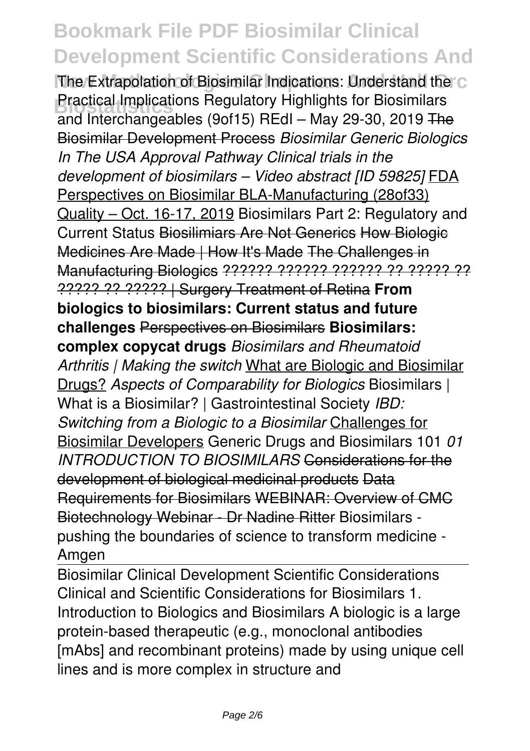The Extrapolation of Biosimilar Indications: Understand the Practical Implications Regulatory Highlights for Biosimilars and Interchangeables (9of15) REdI – May 29-30, 2019 ~~The Biosimilar Development Process~~ *Biosimilar Generic Biologics In The USA Approval Pathway Clinical trials in the development of biosimilars – Video abstract [ID 59825]* FDA Perspectives on Biosimilar BLA-Manufacturing (28of33) Quality – Oct. 16-17, 2019 Biosimilars Part 2: Regulatory and Current Status ~~Biosilimiars Are Not Generics~~ ~~How Biologic Medicines Are Made | How It's Made~~ ~~The Challenges in Manufacturing Biologics~~ ~~?????? ?????? ?????? ?? ????? ?? ????? ?? ????? | Surgery Treatment of Retina~~ **From biologics to biosimilars: Current status and future challenges** ~~Perspectives on Biosimilars~~ **Biosimilars: complex copycat drugs** *Biosimilars and Rheumatoid Arthritis | Making the switch* What are Biologic and Biosimilar Drugs? *Aspects of Comparability for Biologics* Biosimilars | What is a Biosimilar? | Gastrointestinal Society *IBD: Switching from a Biologic to a Biosimilar* Challenges for Biosimilar Developers Generic Drugs and Biosimilars 101 *01 INTRODUCTION TO BIOSIMILARS* ~~Considerations for the development of biological medicinal products~~ ~~Data Requirements for Biosimilars~~ ~~WEBINAR: Overview of CMC Biotechnology Webinar - Dr Nadine Ritter~~ Biosimilars - pushing the boundaries of science to transform medicine - Amgen

Biosimilar Clinical Development Scientific Considerations
Clinical and Scientific Considerations for Biosimilars 1. Introduction to Biologics and Biosimilars A biologic is a large protein-based therapeutic (e.g., monoclonal antibodies [mAbs] and recombinant proteins) made by using unique cell lines and is more complex in structure and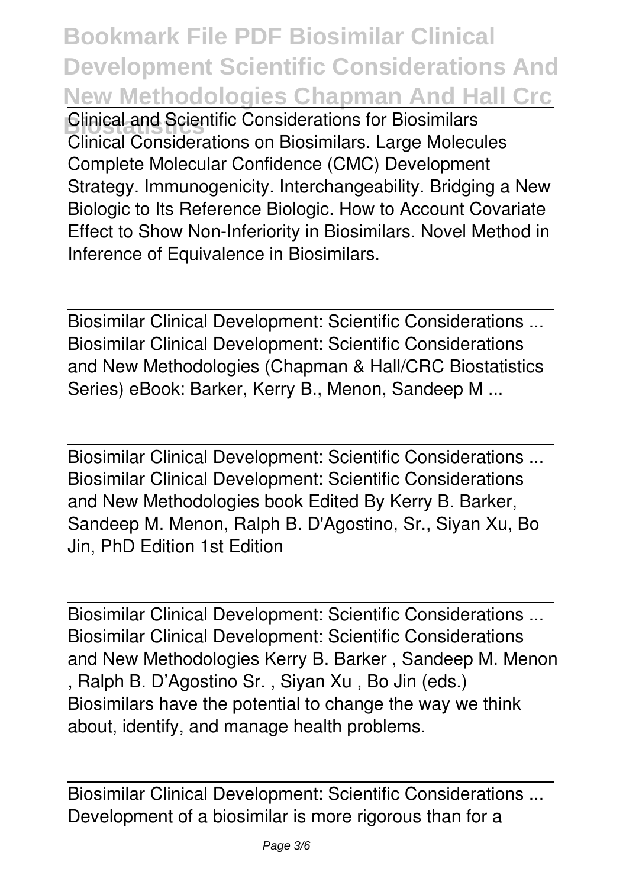Clinical and Scientific Considerations for Biosimilars
Clinical Considerations on Biosimilars. Large Molecules Complete Molecular Confidence (CMC) Development Strategy. Immunogenicity. Interchangeability. Bridging a New Biologic to Its Reference Biologic. How to Account Covariate Effect to Show Non-Inferiority in Biosimilars. Novel Method in Inference of Equivalence in Biosimilars.

Biosimilar Clinical Development: Scientific Considerations ...
Biosimilar Clinical Development: Scientific Considerations and New Methodologies (Chapman & Hall/CRC Biostatistics Series) eBook: Barker, Kerry B., Menon, Sandeep M ...

Biosimilar Clinical Development: Scientific Considerations ...
Biosimilar Clinical Development: Scientific Considerations and New Methodologies book Edited By Kerry B. Barker, Sandeep M. Menon, Ralph B. D'Agostino, Sr., Siyan Xu, Bo Jin, PhD Edition 1st Edition

Biosimilar Clinical Development: Scientific Considerations ...
Biosimilar Clinical Development: Scientific Considerations and New Methodologies Kerry B. Barker , Sandeep M. Menon , Ralph B. D'Agostino Sr. , Siyan Xu , Bo Jin (eds.)
Biosimilars have the potential to change the way we think about, identify, and manage health problems.

Biosimilar Clinical Development: Scientific Considerations ...
Development of a biosimilar is more rigorous than for a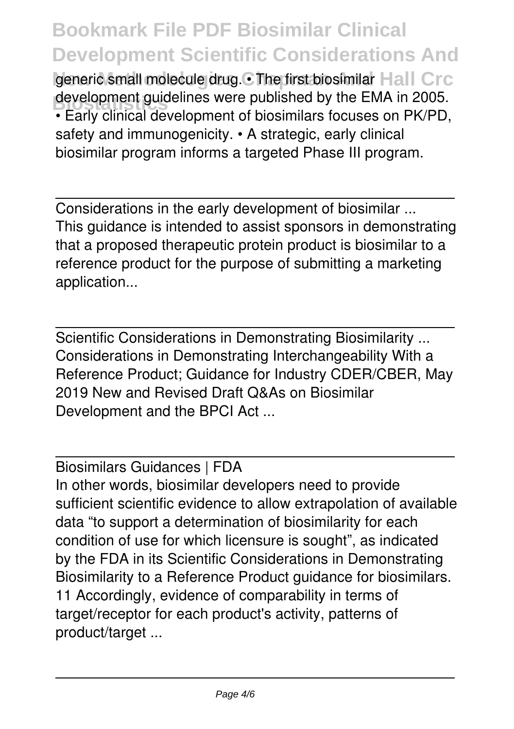generic small molecule drug. • The first biosimilar development guidelines were published by the EMA in 2005. • Early clinical development of biosimilars focuses on PK/PD, safety and immunogenicity. • A strategic, early clinical biosimilar program informs a targeted Phase III program.

---

Considerations in the early development of biosimilar ...
This guidance is intended to assist sponsors in demonstrating that a proposed therapeutic protein product is biosimilar to a reference product for the purpose of submitting a marketing application...

---

Scientific Considerations in Demonstrating Biosimilarity ...
Considerations in Demonstrating Interchangeability With a Reference Product; Guidance for Industry CDER/CBER, May 2019 New and Revised Draft Q&As on Biosimilar Development and the BPCI Act ...

---

Biosimilars Guidances | FDA
In other words, biosimilar developers need to provide sufficient scientific evidence to allow extrapolation of available data "to support a determination of biosimilarity for each condition of use for which licensure is sought", as indicated by the FDA in its Scientific Considerations in Demonstrating Biosimilarity to a Reference Product guidance for biosimilars. 11 Accordingly, evidence of comparability in terms of target/receptor for each product's activity, patterns of product/target ...

---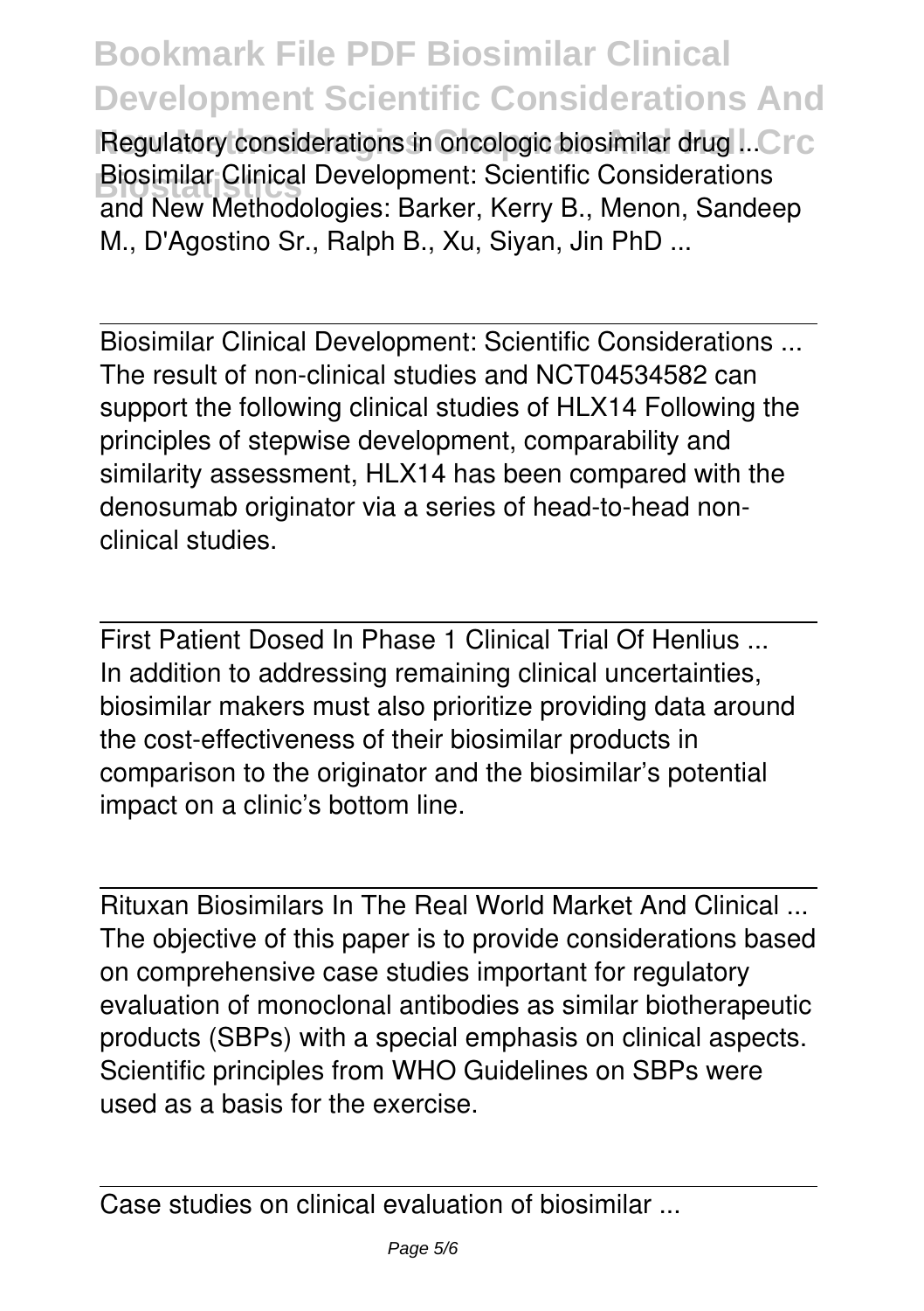Regulatory considerations in oncologic biosimilar drug ...

Biosimilar Clinical Development: Scientific Considerations and New Methodologies: Barker, Kerry B., Menon, Sandeep M., D'Agostino Sr., Ralph B., Xu, Siyan, Jin PhD ...

Biosimilar Clinical Development: Scientific Considerations ...

The result of non-clinical studies and NCT04534582 can support the following clinical studies of HLX14 Following the principles of stepwise development, comparability and similarity assessment, HLX14 has been compared with the denosumab originator via a series of head-to-head non-clinical studies.

First Patient Dosed In Phase 1 Clinical Trial Of Henlius ...

In addition to addressing remaining clinical uncertainties, biosimilar makers must also prioritize providing data around the cost-effectiveness of their biosimilar products in comparison to the originator and the biosimilar's potential impact on a clinic's bottom line.

Rituxan Biosimilars In The Real World Market And Clinical ...

The objective of this paper is to provide considerations based on comprehensive case studies important for regulatory evaluation of monoclonal antibodies as similar biotherapeutic products (SBPs) with a special emphasis on clinical aspects. Scientific principles from WHO Guidelines on SBPs were used as a basis for the exercise.

Case studies on clinical evaluation of biosimilar ...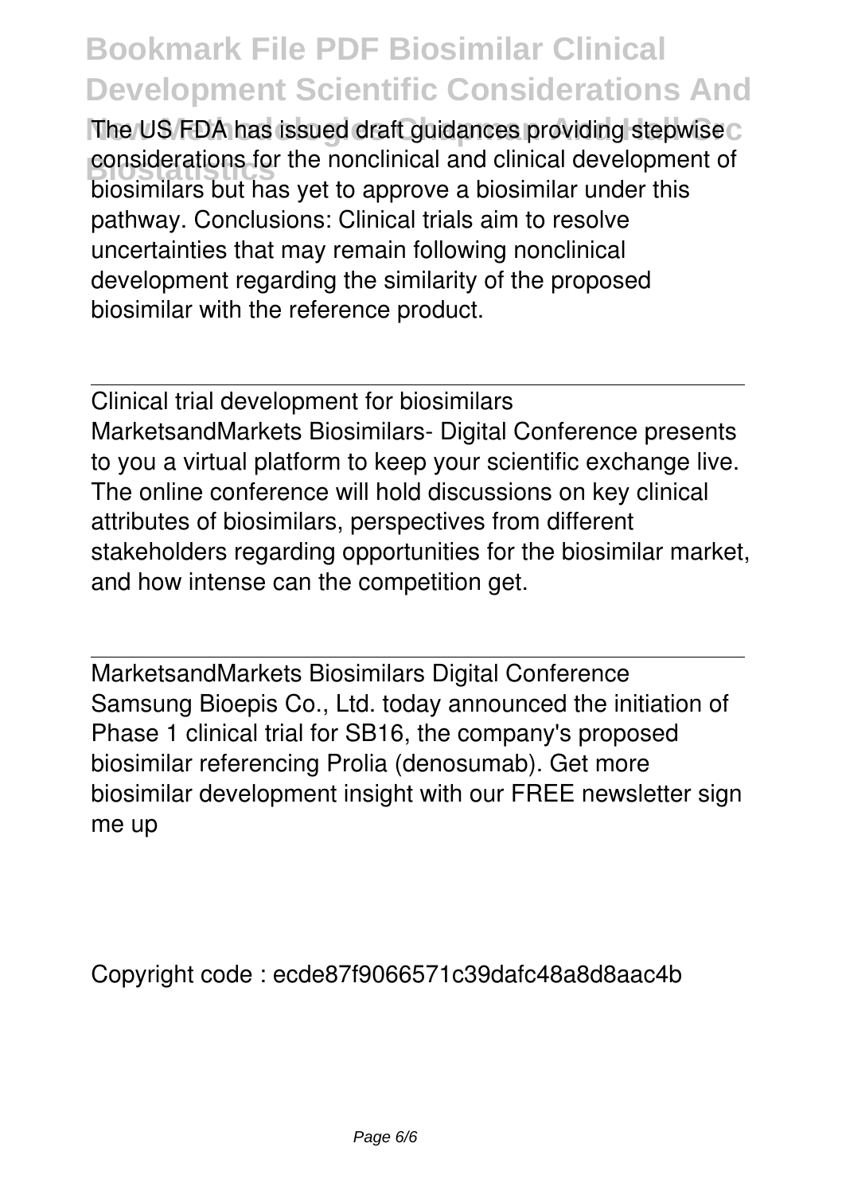The US FDA has issued draft guidances providing stepwise considerations for the nonclinical and clinical development of biosimilars but has yet to approve a biosimilar under this pathway. Conclusions: Clinical trials aim to resolve uncertainties that may remain following nonclinical development regarding the similarity of the proposed biosimilar with the reference product.

---

Clinical trial development for biosimilars

MarketsandMarkets Biosimilars- Digital Conference presents to you a virtual platform to keep your scientific exchange live. The online conference will hold discussions on key clinical attributes of biosimilars, perspectives from different stakeholders regarding opportunities for the biosimilar market, and how intense can the competition get.

---

MarketsandMarkets Biosimilars Digital Conference

Samsung Bioepis Co., Ltd. today announced the initiation of Phase 1 clinical trial for SB16, the company's proposed biosimilar referencing Prolia (denosumab). Get more biosimilar development insight with our FREE newsletter sign me up

Copyright code : ecde87f9066571c39dafc48a8d8aac4b